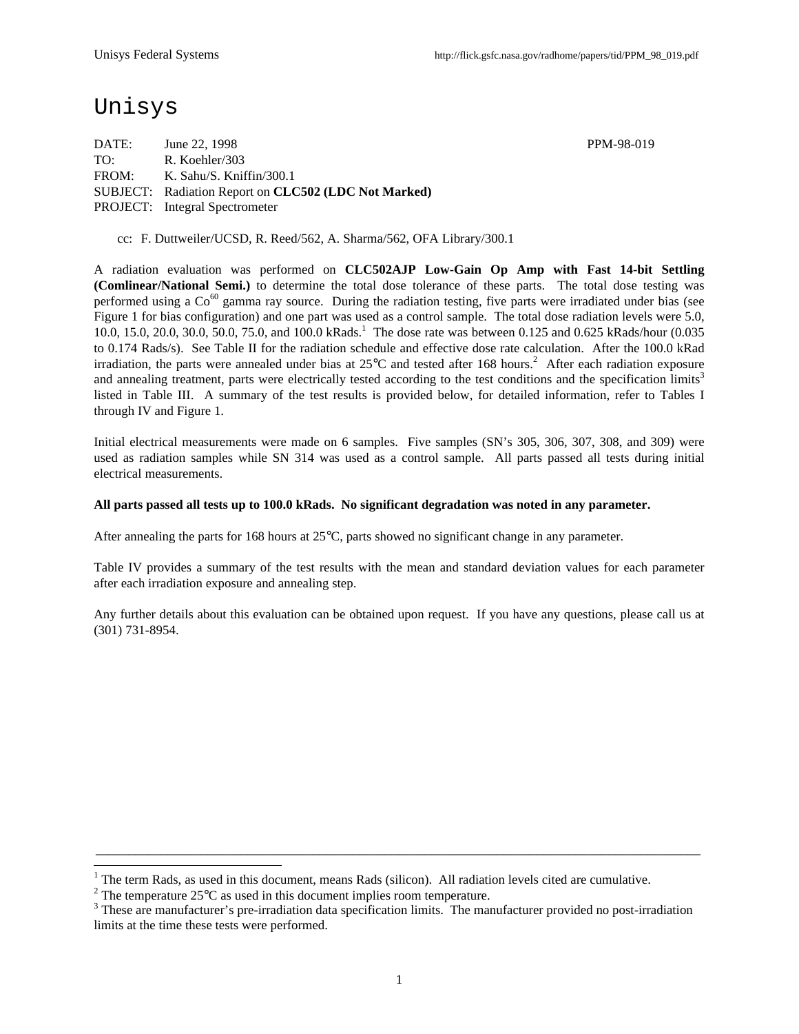# Unisys

DATE: June 22, 1998 PPM-98-019
TO: R. Koehler/303
FROM: K. Sahu/S. Kniffin/300.1
SUBJECT: Radiation Report on **CLC502 (LDC Not Marked)**
PROJECT: Integral Spectrometer

cc: F. Duttweiler/UCSD, R. Reed/562, A. Sharma/562, OFA Library/300.1

A radiation evaluation was performed on **CLC502AJP Low-Gain Op Amp with Fast 14-bit Settling (Comlinear/National Semi.)** to determine the total dose tolerance of these parts. The total dose testing was performed using a $Co^{60}$ gamma ray source. During the radiation testing, five parts were irradiated under bias (see Figure 1 for bias configuration) and one part was used as a control sample. The total dose radiation levels were 5.0, 10.0, 15.0, 20.0, 30.0, 50.0, 75.0, and 100.0 kRads.[1] The dose rate was between 0.125 and 0.625 kRads/hour (0.035 to 0.174 Rads/s). See Table II for the radiation schedule and effective dose rate calculation. After the 100.0 kRad irradiation, the parts were annealed under bias at 25°C and tested after 168 hours.[2] After each radiation exposure and annealing treatment, parts were electrically tested according to the test conditions and the specification limits[3] listed in Table III. A summary of the test results is provided below, for detailed information, refer to Tables I through IV and Figure 1.

Initial electrical measurements were made on 6 samples. Five samples (SN's 305, 306, 307, 308, and 309) were used as radiation samples while SN 314 was used as a control sample. All parts passed all tests during initial electrical measurements.

**All parts passed all tests up to 100.0 kRads. No significant degradation was noted in any parameter.**

After annealing the parts for 168 hours at 25°C, parts showed no significant change in any parameter.

Table IV provides a summary of the test results with the mean and standard deviation values for each parameter after each irradiation exposure and annealing step.

Any further details about this evaluation can be obtained upon request. If you have any questions, please call us at (301) 731-8954.

---

[1] The term Rads, as used in this document, means Rads (silicon). All radiation levels cited are cumulative.
[2] The temperature 25°C as used in this document implies room temperature.
[3] These are manufacturer's pre-irradiation data specification limits. The manufacturer provided no post-irradiation limits at the time these tests were performed.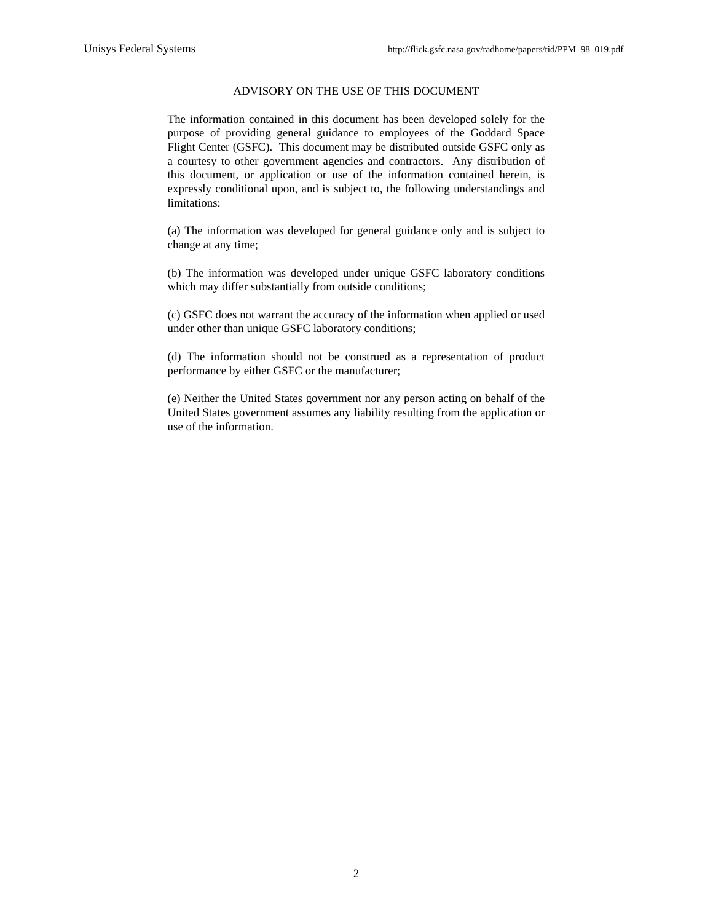## ADVISORY ON THE USE OF THIS DOCUMENT

The information contained in this document has been developed solely for the purpose of providing general guidance to employees of the Goddard Space Flight Center (GSFC). This document may be distributed outside GSFC only as a courtesy to other government agencies and contractors. Any distribution of this document, or application or use of the information contained herein, is expressly conditional upon, and is subject to, the following understandings and limitations:

(a) The information was developed for general guidance only and is subject to change at any time;

(b) The information was developed under unique GSFC laboratory conditions which may differ substantially from outside conditions;

(c) GSFC does not warrant the accuracy of the information when applied or used under other than unique GSFC laboratory conditions;

(d) The information should not be construed as a representation of product performance by either GSFC or the manufacturer;

(e) Neither the United States government nor any person acting on behalf of the United States government assumes any liability resulting from the application or use of the information.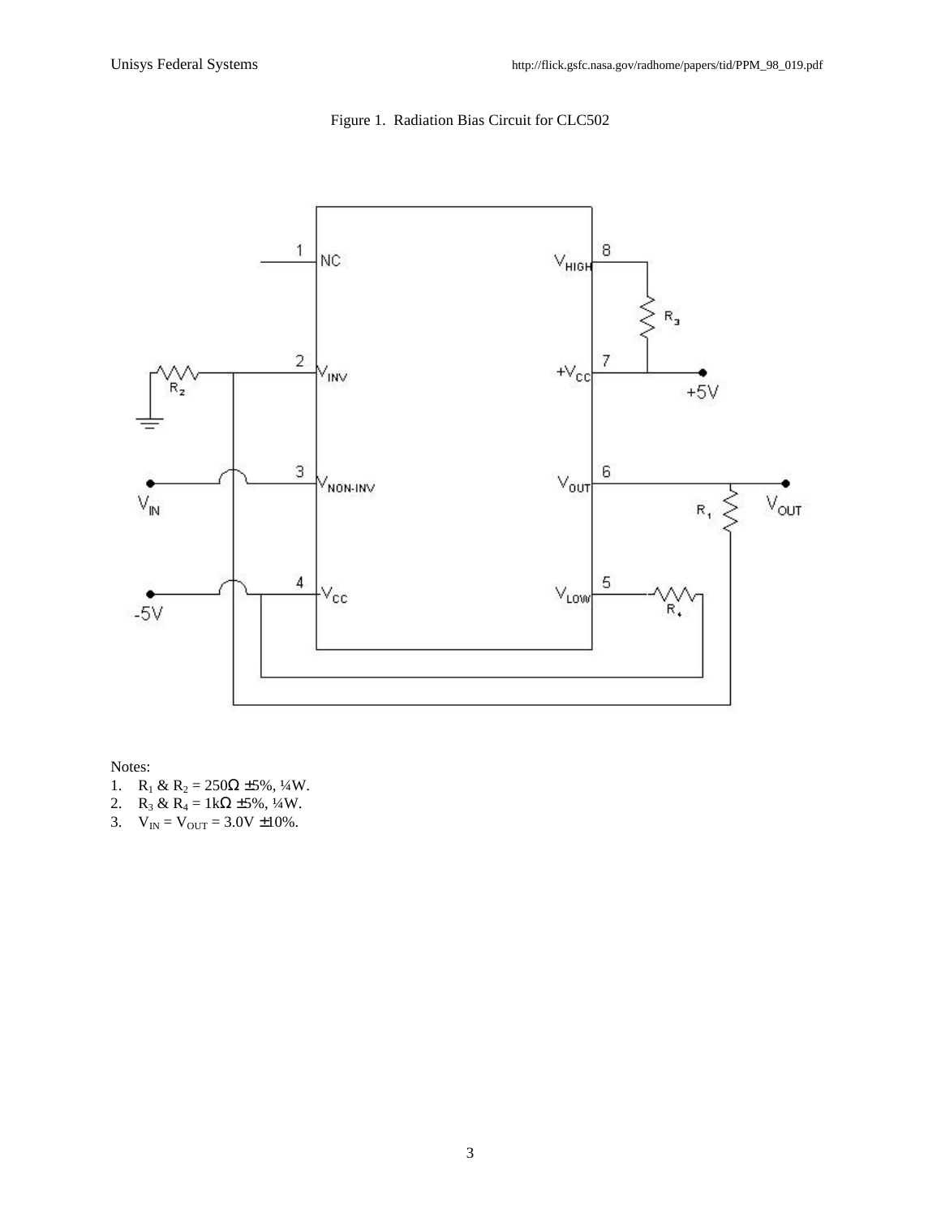Figure 1. Radiation Bias Circuit for CLC502

Notes:

1. $R_1$ & $R_2$ = 250Ω ±5%, ¼W.
2. $R_3$ & $R_4$ = 1kΩ ±5%, ¼W.
3. $V_{IN} = V_{OUT}$ = 3.0V ±10%.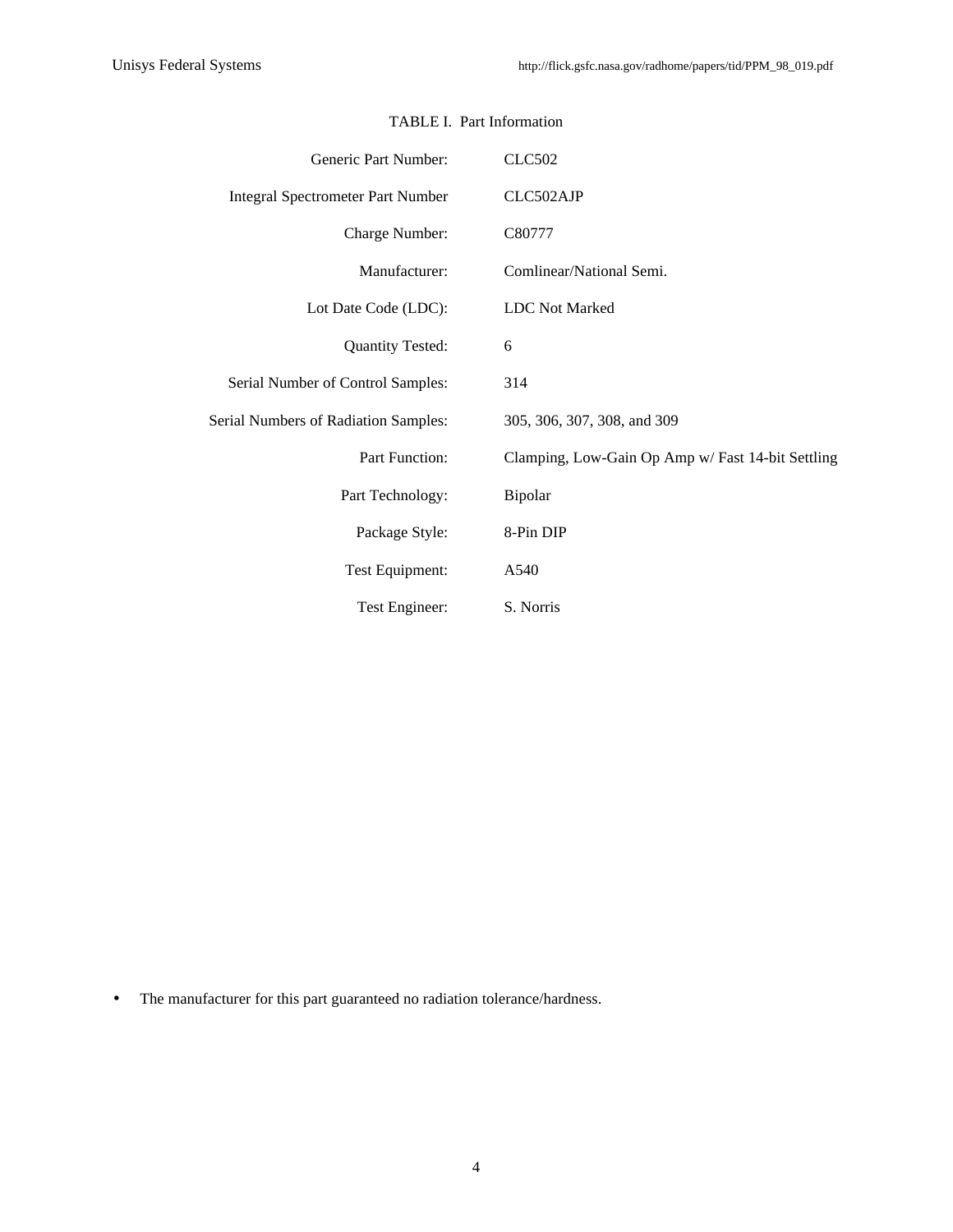TABLE I. Part Information

| | |
|---|---|
| Generic Part Number: | CLC502 |
| Integral Spectrometer Part Number | CLC502AJP |
| Charge Number: | C80777 |
| Manufacturer: | Comlinear/National Semi. |
| Lot Date Code (LDC): | LDC Not Marked |
| Quantity Tested: | 6 |
| Serial Number of Control Samples: | 314 |
| Serial Numbers of Radiation Samples: | 305, 306, 307, 308, and 309 |
| Part Function: | Clamping, Low-Gain Op Amp w/ Fast 14-bit Settling |
| Part Technology: | Bipolar |
| Package Style: | 8-Pin DIP |
| Test Equipment: | A540 |
| Test Engineer: | S. Norris |

- The manufacturer for this part guaranteed no radiation tolerance/hardness.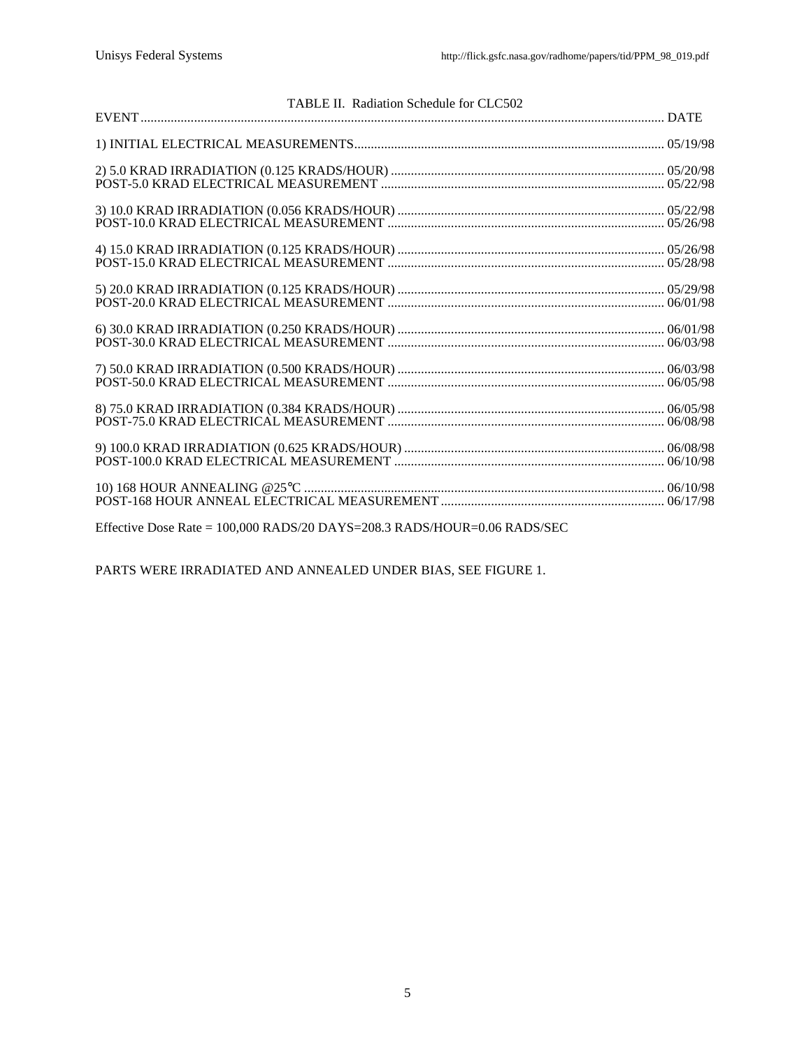TABLE II. Radiation Schedule for CLC502

| EVENT | DATE |
|---|---|
| 1) INITIAL ELECTRICAL MEASUREMENTS | 05/19/98 |
| 2) 5.0 KRAD IRRADIATION (0.125 KRADS/HOUR) | 05/20/98 |
| POST-5.0 KRAD ELECTRICAL MEASUREMENT | 05/22/98 |
| 3) 10.0 KRAD IRRADIATION (0.056 KRADS/HOUR) | 05/22/98 |
| POST-10.0 KRAD ELECTRICAL MEASUREMENT | 05/26/98 |
| 4) 15.0 KRAD IRRADIATION (0.125 KRADS/HOUR) | 05/26/98 |
| POST-15.0 KRAD ELECTRICAL MEASUREMENT | 05/28/98 |
| 5) 20.0 KRAD IRRADIATION (0.125 KRADS/HOUR) | 05/29/98 |
| POST-20.0 KRAD ELECTRICAL MEASUREMENT | 06/01/98 |
| 6) 30.0 KRAD IRRADIATION (0.250 KRADS/HOUR) | 06/01/98 |
| POST-30.0 KRAD ELECTRICAL MEASUREMENT | 06/03/98 |
| 7) 50.0 KRAD IRRADIATION (0.500 KRADS/HOUR) | 06/03/98 |
| POST-50.0 KRAD ELECTRICAL MEASUREMENT | 06/05/98 |
| 8) 75.0 KRAD IRRADIATION (0.384 KRADS/HOUR) | 06/05/98 |
| POST-75.0 KRAD ELECTRICAL MEASUREMENT | 06/08/98 |
| 9) 100.0 KRAD IRRADIATION (0.625 KRADS/HOUR) | 06/08/98 |
| POST-100.0 KRAD ELECTRICAL MEASUREMENT | 06/10/98 |
| 10) 168 HOUR ANNEALING @25°C | 06/10/98 |
| POST-168 HOUR ANNEAL ELECTRICAL MEASUREMENT | 06/17/98 |

Effective Dose Rate = 100,000 RADS/20 DAYS=208.3 RADS/HOUR=0.06 RADS/SEC

PARTS WERE IRRADIATED AND ANNEALED UNDER BIAS, SEE FIGURE 1.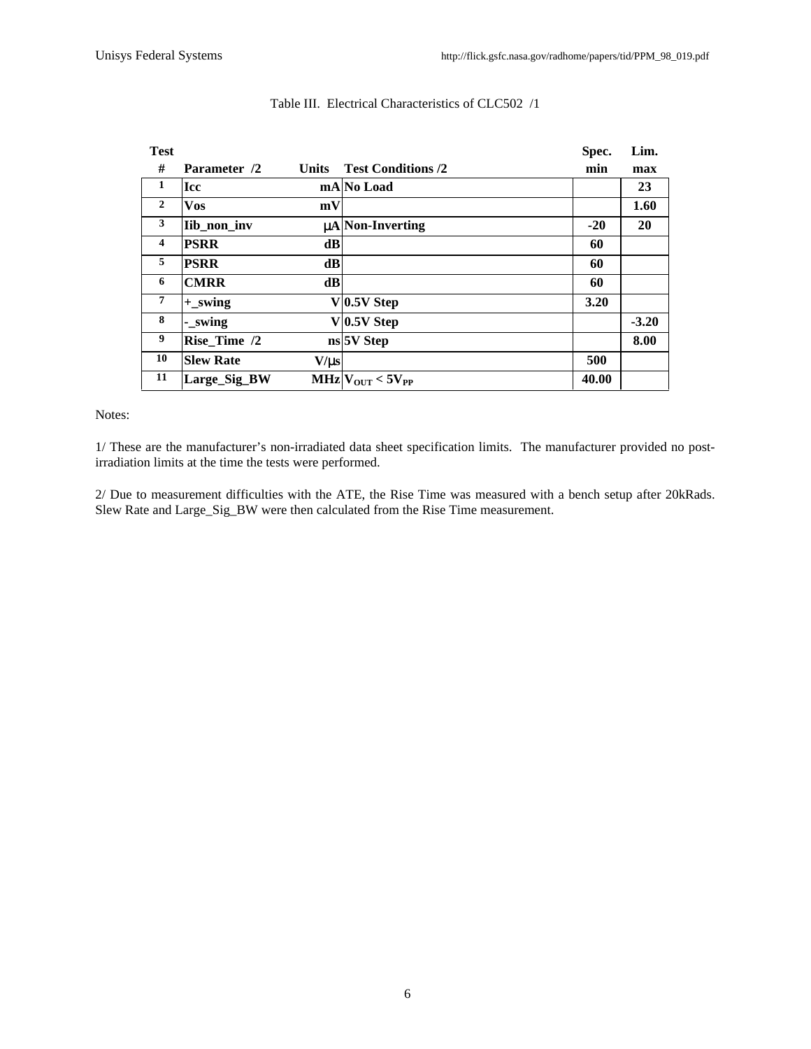Table III. Electrical Characteristics of CLC502 /1

| Test # | Parameter /2 | Units | Test Conditions /2 | Spec. min | Lim. max |
|---|---|---|---|---|---|
| 1 | Icc | mA | No Load | | 23 |
| 2 | Vos | mV | | | 1.60 |
| 3 | Iib_non_inv | μA | Non-Inverting | -20 | 20 |
| 4 | PSRR | dB | | 60 | |
| 5 | PSRR | dB | | 60 | |
| 6 | CMRR | dB | | 60 | |
| 7 | +_swing | V | 0.5V Step | 3.20 | |
| 8 | -_swing | V | 0.5V Step | | -3.20 |
| 9 | Rise_Time /2 | ns | 5V Step | | 8.00 |
| 10 | Slew Rate | V/μs | | 500 | |
| 11 | Large_Sig_BW | MHz | $V_{OUT} < 5V_{PP}$ | 40.00 | |

Notes:

1/ These are the manufacturer's non-irradiated data sheet specification limits. The manufacturer provided no post-irradiation limits at the time the tests were performed.

2/ Due to measurement difficulties with the ATE, the Rise Time was measured with a bench setup after 20kRads. Slew Rate and Large_Sig_BW were then calculated from the Rise Time measurement.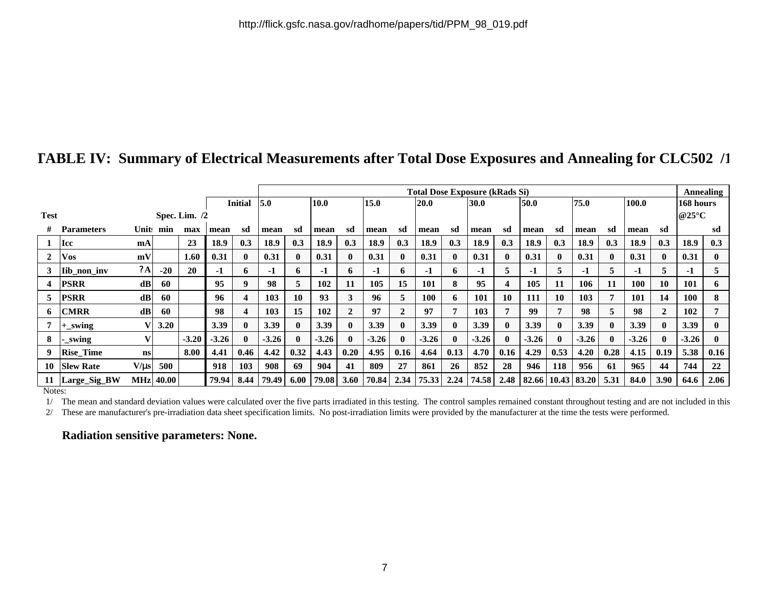# TABLE IV: Summary of Electrical Measurements after Total Dose Exposures and Annealing for CLC502 /1

| | | | | | | | Total Dose Exposure (kRads Si) | | | | | | | | | | | | | | | | | | Annealing | |
|---|---|---|---|---|---|---|---|---|---|---|---|---|---|---|---|---|---|---|---|---|---|---|---|---|---|---|
| | | | | | Initial | | 5.0 | | 10.0 | | 15.0 | | 20.0 | | 30.0 | | 50.0 | | 75.0 | | 100.0 | | | | 168 hours @25°C | |
| Test # | Parameters | Units | Spec. Lim. /2 min | max | mean | sd | mean | sd | mean | sd | mean | sd | mean | sd | mean | sd | mean | sd | mean | sd | mean | sd | | | | sd |
| 1 | Icc | mA | | 23 | 18.9 | 0.3 | 18.9 | 0.3 | 18.9 | 0.3 | 18.9 | 0.3 | 18.9 | 0.3 | 18.9 | 0.3 | 18.9 | 0.3 | 18.9 | 0.3 | 18.9 | 0.3 | | | 18.9 | 0.3 |
| 2 | Vos | mV | | 1.60 | 0.31 | 0 | 0.31 | 0 | 0.31 | 0 | 0.31 | 0 | 0.31 | 0 | 0.31 | 0 | 0.31 | 0 | 0.31 | 0 | 0.31 | 0 | | | 0.31 | 0 |
| 3 | Iib_non_inv | ?A | -20 | 20 | -1 | 6 | -1 | 6 | -1 | 6 | -1 | 6 | -1 | 6 | -1 | 5 | -1 | 5 | -1 | 5 | -1 | 5 | | | -1 | 5 |
| 4 | PSRR | dB | 60 | | 95 | 9 | 98 | 5 | 102 | 11 | 105 | 15 | 101 | 8 | 95 | 4 | 105 | 11 | 106 | 11 | 100 | 10 | | | 101 | 6 |
| 5 | PSRR | dB | 60 | | 96 | 4 | 103 | 10 | 93 | 3 | 96 | 5 | 100 | 6 | 101 | 10 | 111 | 10 | 103 | 7 | 101 | 14 | | | 100 | 8 |
| 6 | CMRR | dB | 60 | | 98 | 4 | 103 | 15 | 102 | 2 | 97 | 2 | 97 | 7 | 103 | 7 | 99 | 7 | 98 | 5 | 98 | 2 | | | 102 | 7 |
| 7 | +_swing | V | 3.20 | | 3.39 | 0 | 3.39 | 0 | 3.39 | 0 | 3.39 | 0 | 3.39 | 0 | 3.39 | 0 | 3.39 | 0 | 3.39 | 0 | 3.39 | 0 | | | 3.39 | 0 |
| 8 | -_swing | V | | -3.20 | -3.26 | 0 | -3.26 | 0 | -3.26 | 0 | -3.26 | 0 | -3.26 | 0 | -3.26 | 0 | -3.26 | 0 | -3.26 | 0 | -3.26 | 0 | | | -3.26 | 0 |
| 9 | Rise_Time | ns | | 8.00 | 4.41 | 0.46 | 4.42 | 0.32 | 4.43 | 0.20 | 4.95 | 0.16 | 4.64 | 0.13 | 4.70 | 0.16 | 4.29 | 0.53 | 4.20 | 0.28 | 4.15 | 0.19 | | | 5.38 | 0.16 |
| 10 | Slew Rate | V/µs | 500 | | 918 | 103 | 908 | 69 | 904 | 41 | 809 | 27 | 861 | 26 | 852 | 28 | 946 | 118 | 956 | 61 | 965 | 44 | | | 744 | 22 |
| 11 | Large_Sig_BW | MHz | 40.00 | | 79.94 | 8.44 | 79.49 | 6.00 | 79.08 | 3.60 | 70.84 | 2.34 | 75.33 | 2.24 | 74.58 | 2.48 | 82.66 | 10.43 | 83.20 | 5.31 | 84.0 | 3.90 | | | 64.6 | 2.06 |

Notes:

1/ The mean and standard deviation values were calculated over the five parts irradiated in this testing. The control samples remained constant throughout testing and are not included in this

2/ These are manufacturer's pre-irradiation data sheet specification limits. No post-irradiation limits were provided by the manufacturer at the time the tests were performed.

**Radiation sensitive parameters: None.**